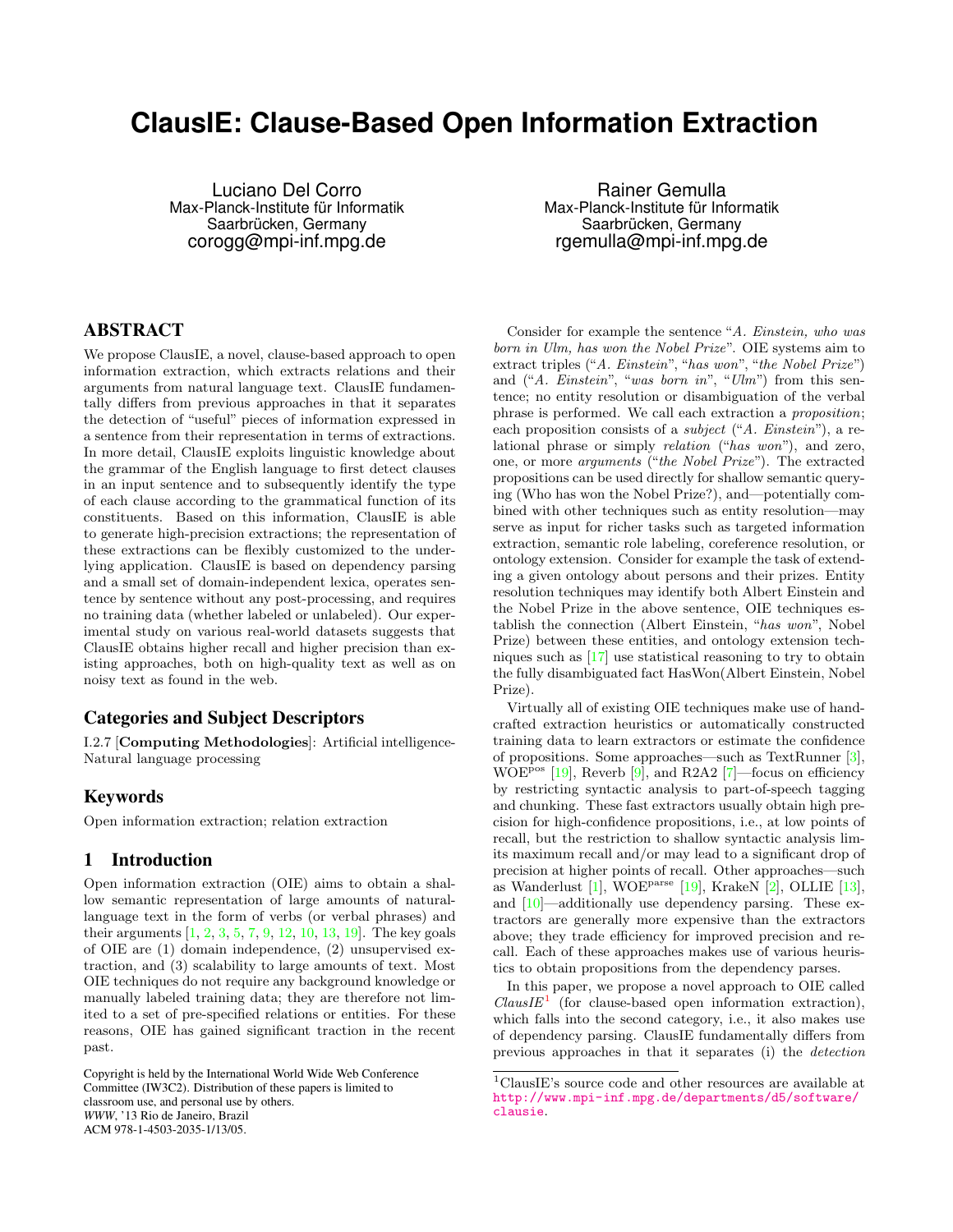# ClausIE: Clause-Based Open Information Extraction

Luciano Del Corro
Max-Planck-Institute für Informatik
Saarbrücken, Germany
corogg@mpi-inf.mpg.de

Rainer Gemulla
Max-Planck-Institute für Informatik
Saarbrücken, Germany
rgemulla@mpi-inf.mpg.de

## ABSTRACT

We propose ClausIE, a novel, clause-based approach to open information extraction, which extracts relations and their arguments from natural language text. ClausIE fundamentally differs from previous approaches in that it separates the detection of "useful" pieces of information expressed in a sentence from their representation in terms of extractions. In more detail, ClausIE exploits linguistic knowledge about the grammar of the English language to first detect clauses in an input sentence and to subsequently identify the type of each clause according to the grammatical function of its constituents. Based on this information, ClausIE is able to generate high-precision extractions; the representation of these extractions can be flexibly customized to the underlying application. ClausIE is based on dependency parsing and a small set of domain-independent lexica, operates sentence by sentence without any post-processing, and requires no training data (whether labeled or unlabeled). Our experimental study on various real-world datasets suggests that ClausIE obtains higher recall and higher precision than existing approaches, both on high-quality text as well as on noisy text as found in the web.

### Categories and Subject Descriptors

I.2.7 [**Computing Methodologies**]: Artificial intelligence-Natural language processing

### Keywords

Open information extraction; relation extraction

## 1 Introduction

Open information extraction (OIE) aims to obtain a shallow semantic representation of large amounts of natural-language text in the form of verbs (or verbal phrases) and their arguments [1, 2, 3, 5, 7, 9, 12, 10, 13, 19]. The key goals of OIE are (1) domain independence, (2) unsupervised extraction, and (3) scalability to large amounts of text. Most OIE techniques do not require any background knowledge or manually labeled training data; they are therefore not limited to a set of pre-specified relations or entities. For these reasons, OIE has gained significant traction in the recent past.

Copyright is held by the International World Wide Web Conference Committee (IW3C2). Distribution of these papers is limited to classroom use, and personal use by others.
*WWW*, '13 Rio de Janeiro, Brazil
ACM 978-1-4503-2035-1/13/05.

Consider for example the sentence "*A. Einstein, who was born in Ulm, has won the Nobel Prize*". OIE systems aim to extract triples ("*A. Einstein*", "*has won*", "*the Nobel Prize*") and ("*A. Einstein*", "*was born in*", "*Ulm*") from this sentence; no entity resolution or disambiguation of the verbal phrase is performed. We call each extraction a *proposition*; each proposition consists of a *subject* ("*A. Einstein*"), a relational phrase or simply *relation* ("*has won*"), and zero, one, or more *arguments* ("*the Nobel Prize*"). The extracted propositions can be used directly for shallow semantic querying (Who has won the Nobel Prize?), and—potentially combined with other techniques such as entity resolution—may serve as input for richer tasks such as targeted information extraction, semantic role labeling, coreference resolution, or ontology extension. Consider for example the task of extending a given ontology about persons and their prizes. Entity resolution techniques may identify both Albert Einstein and the Nobel Prize in the above sentence, OIE techniques establish the connection (Albert Einstein, "*has won*", Nobel Prize) between these entities, and ontology extension techniques such as [17] use statistical reasoning to try to obtain the fully disambiguated fact HasWon(Albert Einstein, Nobel Prize).

Virtually all of existing OIE techniques make use of handcrafted extraction heuristics or automatically constructed training data to learn extractors or estimate the confidence of propositions. Some approaches—such as TextRunner [3], $\text{WOE}^{\text{pos}}$ [19], Reverb [9], and R2A2 [7]—focus on efficiency by restricting syntactic analysis to part-of-speech tagging and chunking. These fast extractors usually obtain high precision for high-confidence propositions, i.e., at low points of recall, but the restriction to shallow syntactic analysis limits maximum recall and/or may lead to a significant drop of precision at higher points of recall. Other approaches—such as Wanderlust [1], $\text{WOE}^{\text{parse}}$ [19], KrakeN [2], OLLIE [13], and [10]—additionally use dependency parsing. These extractors are generally more expensive than the extractors above; they trade efficiency for improved precision and recall. Each of these approaches makes use of various heuristics to obtain propositions from the dependency parses.

In this paper, we propose a novel approach to OIE called *ClausIE*[1] (for clause-based open information extraction), which falls into the second category, i.e., it also makes use of dependency parsing. ClausIE fundamentally differs from previous approaches in that it separates (i) the *detection*

[1] ClausIE's source code and other resources are available at http://www.mpi-inf.mpg.de/departments/d5/software/clausie.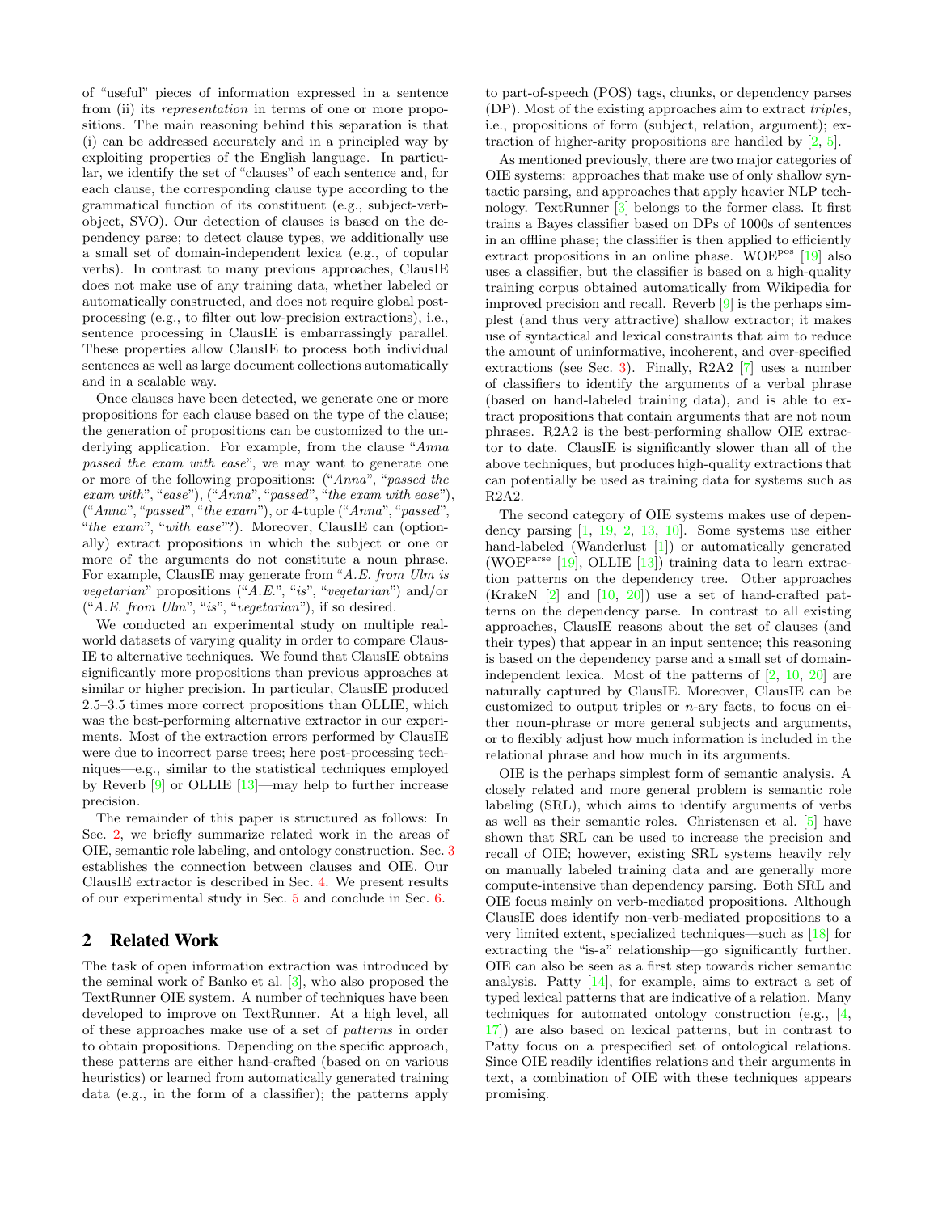of "useful" pieces of information expressed in a sentence from (ii) its *representation* in terms of one or more propositions. The main reasoning behind this separation is that (i) can be addressed accurately and in a principled way by exploiting properties of the English language. In particular, we identify the set of "clauses" of each sentence and, for each clause, the corresponding clause type according to the grammatical function of its constituent (e.g., subject-verb-object, SVO). Our detection of clauses is based on the dependency parse; to detect clause types, we additionally use a small set of domain-independent lexica (e.g., of copular verbs). In contrast to many previous approaches, ClausIE does not make use of any training data, whether labeled or automatically constructed, and does not require global post-processing (e.g., to filter out low-precision extractions), i.e., sentence processing in ClausIE is embarrassingly parallel. These properties allow ClausIE to process both individual sentences as well as large document collections automatically and in a scalable way.

Once clauses have been detected, we generate one or more propositions for each clause based on the type of the clause; the generation of propositions can be customized to the underlying application. For example, from the clause "*Anna passed the exam with ease*", we may want to generate one or more of the following propositions: ("*Anna*", "*passed the exam with*", "*ease*"), ("*Anna*", "*passed*", "*the exam with ease*"), ("*Anna*", "*passed*", "*the exam*"), or 4-tuple ("*Anna*", "*passed*", "*the exam*", "*with ease*"?). Moreover, ClausIE can (optionally) extract propositions in which the subject or one or more of the arguments do not constitute a noun phrase. For example, ClausIE may generate from "*A.E. from Ulm is vegetarian*" propositions ("*A.E.*", "*is*", "*vegetarian*") and/or ("*A.E. from Ulm*", "*is*", "*vegetarian*"), if so desired.

We conducted an experimental study on multiple real-world datasets of varying quality in order to compare ClausIE to alternative techniques. We found that ClausIE obtains significantly more propositions than previous approaches at similar or higher precision. In particular, ClausIE produced 2.5–3.5 times more correct propositions than OLLIE, which was the best-performing alternative extractor in our experiments. Most of the extraction errors performed by ClausIE were due to incorrect parse trees; here post-processing techniques—e.g., similar to the statistical techniques employed by Reverb [9] or OLLIE [13]—may help to further increase precision.

The remainder of this paper is structured as follows: In Sec. 2, we briefly summarize related work in the areas of OIE, semantic role labeling, and ontology construction. Sec. 3 establishes the connection between clauses and OIE. Our ClausIE extractor is described in Sec. 4. We present results of our experimental study in Sec. 5 and conclude in Sec. 6.

## 2 Related Work

The task of open information extraction was introduced by the seminal work of Banko et al. [3], who also proposed the TextRunner OIE system. A number of techniques have been developed to improve on TextRunner. At a high level, all of these approaches make use of a set of *patterns* in order to obtain propositions. Depending on the specific approach, these patterns are either hand-crafted (based on on various heuristics) or learned from automatically generated training data (e.g., in the form of a classifier); the patterns apply to part-of-speech (POS) tags, chunks, or dependency parses (DP). Most of the existing approaches aim to extract *triples*, i.e., propositions of form (subject, relation, argument); extraction of higher-arity propositions are handled by [2, 5].

As mentioned previously, there are two major categories of OIE systems: approaches that make use of only shallow syntactic parsing, and approaches that apply heavier NLP technology. TextRunner [3] belongs to the former class. It first trains a Bayes classifier based on DPs of 1000s of sentences in an offline phase; the classifier is then applied to efficiently extract propositions in an online phase. WOE$^{pos}$ [19] also uses a classifier, but the classifier is based on a high-quality training corpus obtained automatically from Wikipedia for improved precision and recall. Reverb [9] is the perhaps simplest (and thus very attractive) shallow extractor; it makes use of syntactical and lexical constraints that aim to reduce the amount of uninformative, incoherent, and over-specified extractions (see Sec. 3). Finally, R2A2 [7] uses a number of classifiers to identify the arguments of a verbal phrase (based on hand-labeled training data), and is able to extract propositions that contain arguments that are not noun phrases. R2A2 is the best-performing shallow OIE extractor to date. ClausIE is significantly slower than all of the above techniques, but produces high-quality extractions that can potentially be used as training data for systems such as R2A2.

The second category of OIE systems makes use of dependency parsing [1, 19, 2, 13, 10]. Some systems use either hand-labeled (Wanderlust [1]) or automatically generated (WOE$^{parse}$ [19], OLLIE [13]) training data to learn extraction patterns on the dependency tree. Other approaches (KrakeN [2] and [10, 20]) use a set of hand-crafted patterns on the dependency parse. In contrast to all existing approaches, ClausIE reasons about the set of clauses (and their types) that appear in an input sentence; this reasoning is based on the dependency parse and a small set of domain-independent lexica. Most of the patterns of [2, 10, 20] are naturally captured by ClausIE. Moreover, ClausIE can be customized to output triples or $n$-ary facts, to focus on either noun-phrase or more general subjects and arguments, or to flexibly adjust how much information is included in the relational phrase and how much in its arguments.

OIE is the perhaps simplest form of semantic analysis. A closely related and more general problem is semantic role labeling (SRL), which aims to identify arguments of verbs as well as their semantic roles. Christensen et al. [5] have shown that SRL can be used to increase the precision and recall of OIE; however, existing SRL systems heavily rely on manually labeled training data and are generally more compute-intensive than dependency parsing. Both SRL and OIE focus mainly on verb-mediated propositions. Although ClausIE does identify non-verb-mediated propositions to a very limited extent, specialized techniques—such as [18] for extracting the "is-a" relationship—go significantly further. OIE can also be seen as a first step towards richer semantic analysis. Patty [14], for example, aims to extract a set of typed lexical patterns that are indicative of a relation. Many techniques for automated ontology construction (e.g., [4, 17]) are also based on lexical patterns, but in contrast to Patty focus on a prespecified set of ontological relations. Since OIE readily identifies relations and their arguments in text, a combination of OIE with these techniques appears promising.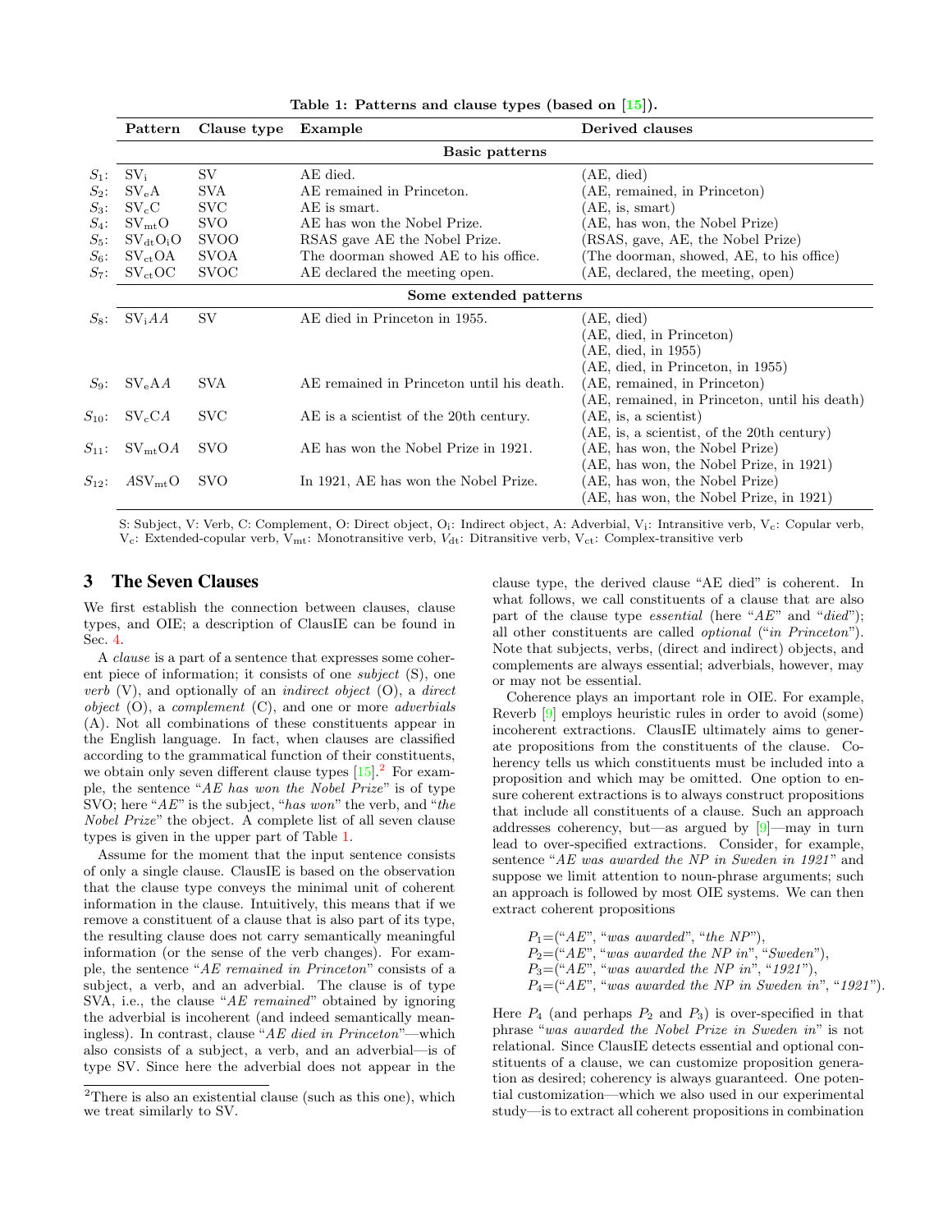**Table 1: Patterns and clause types (based on [15]).**

| | Pattern | Clause type | Example | Derived clauses |
|---|---|---|---|---|
| | | | **Basic patterns** | |
| $S_1$: | $SV_i$ | SV | AE died. | (AE, died) |
| $S_2$: | $SV_eA$ | SVA | AE remained in Princeton. | (AE, remained, in Princeton) |
| $S_3$: | $SV_cC$ | SVC | AE is smart. | (AE, is, smart) |
| $S_4$: | $SV_{mt}O$ | SVO | AE has won the Nobel Prize. | (AE, has won, the Nobel Prize) |
| $S_5$: | $SV_{dt}O_iO$ | SVOO | RSAS gave AE the Nobel Prize. | (RSAS, gave, AE, the Nobel Prize) |
| $S_6$: | $SV_{ct}OA$ | SVOA | The doorman showed AE to his office. | (The doorman, showed, AE, to his office) |
| $S_7$: | $SV_{ct}OC$ | SVOC | AE declared the meeting open. | (AE, declared, the meeting, open) |
| | | | **Some extended patterns** | |
| $S_8$: | $SV_iAA$ | SV | AE died in Princeton in 1955. | (AE, died) |
| | | | | (AE, died, in Princeton) |
| | | | | (AE, died, in 1955) |
| | | | | (AE, died, in Princeton, in 1955) |
| $S_9$: | $SV_eAA$ | SVA | AE remained in Princeton until his death. | (AE, remained, in Princeton) |
| | | | | (AE, remained, in Princeton, until his death) |
| $S_{10}$: | $SV_cCA$ | SVC | AE is a scientist of the 20th century. | (AE, is, a scientist) |
| | | | | (AE, is, a scientist, of the 20th century) |
| $S_{11}$: | $SV_{mt}OA$ | SVO | AE has won the Nobel Prize in 1921. | (AE, has won, the Nobel Prize) |
| | | | | (AE, has won, the Nobel Prize, in 1921) |
| $S_{12}$: | $ASV_{mt}O$ | SVO | In 1921, AE has won the Nobel Prize. | (AE, has won, the Nobel Prize) |
| | | | | (AE, has won, the Nobel Prize, in 1921) |

S: Subject, V: Verb, C: Complement, O: Direct object, $O_i$: Indirect object, A: Adverbial, $V_i$: Intransitive verb, $V_c$: Copular verb, $V_c$: Extended-copular verb, $V_{mt}$: Monotransitive verb, $V_{dt}$: Ditransitive verb, $V_{ct}$: Complex-transitive verb

## 3 The Seven Clauses

We first establish the connection between clauses, clause types, and OIE; a description of ClausIE can be found in Sec. 4.

A *clause* is a part of a sentence that expresses some coherent piece of information; it consists of one *subject* (S), one *verb* (V), and optionally of an *indirect object* (O), a *direct object* (O), a *complement* (C), and one or more *adverbials* (A). Not all combinations of these constituents appear in the English language. In fact, when clauses are classified according to the grammatical function of their constituents, we obtain only seven different clause types [15].[2] For example, the sentence "*AE has won the Nobel Prize*" is of type SVO; here "*AE*" is the subject, "*has won*" the verb, and "*the Nobel Prize*" the object. A complete list of all seven clause types is given in the upper part of Table 1.

Assume for the moment that the input sentence consists of only a single clause. ClausIE is based on the observation that the clause type conveys the minimal unit of coherent information in the clause. Intuitively, this means that if we remove a constituent of a clause that is also part of its type, the resulting clause does not carry semantically meaningful information (or the sense of the verb changes). For example, the sentence "*AE remained in Princeton*" consists of a subject, a verb, and an adverbial. The clause is of type SVA, i.e., the clause "*AE remained*" obtained by ignoring the adverbial is incoherent (and indeed semantically meaningless). In contrast, clause "*AE died in Princeton*"—which also consists of a subject, a verb, and an adverbial—is of type SV. Since here the adverbial does not appear in the clause type, the derived clause "AE died" is coherent. In what follows, we call constituents of a clause that are also part of the clause type *essential* (here "*AE*" and "*died*"); all other constituents are called *optional* ("*in Princeton*"). Note that subjects, verbs, (direct and indirect) objects, and complements are always essential; adverbials, however, may or may not be essential.

Coherence plays an important role in OIE. For example, Reverb [9] employs heuristic rules in order to avoid (some) incoherent extractions. ClausIE ultimately aims to generate propositions from the constituents of the clause. Coherency tells us which constituents must be included into a proposition and which may be omitted. One option to ensure coherent extractions is to always construct propositions that include all constituents of a clause. Such an approach addresses coherency, but—as argued by [9]—may in turn lead to over-specified extractions. Consider, for example, sentence "*AE was awarded the NP in Sweden in 1921*" and suppose we limit attention to noun-phrase arguments; such an approach is followed by most OIE systems. We can then extract coherent propositions

$P_1$=("*AE*", "*was awarded*", "*the NP*"),
$P_2$=("*AE*", "*was awarded the NP in*", "*Sweden*"),
$P_3$=("*AE*", "*was awarded the NP in*", "*1921*"),
$P_4$=("*AE*", "*was awarded the NP in Sweden in*", "*1921*").

Here $P_4$ (and perhaps $P_2$ and $P_3$) is over-specified in that phrase "*was awarded the Nobel Prize in Sweden in*" is not relational. Since ClausIE detects essential and optional constituents of a clause, we can customize proposition generation as desired; coherency is always guaranteed. One potential customization—which we also used in our experimental study—is to extract all coherent propositions in combination

[2] There is also an existential clause (such as this one), which we treat similarly to SV.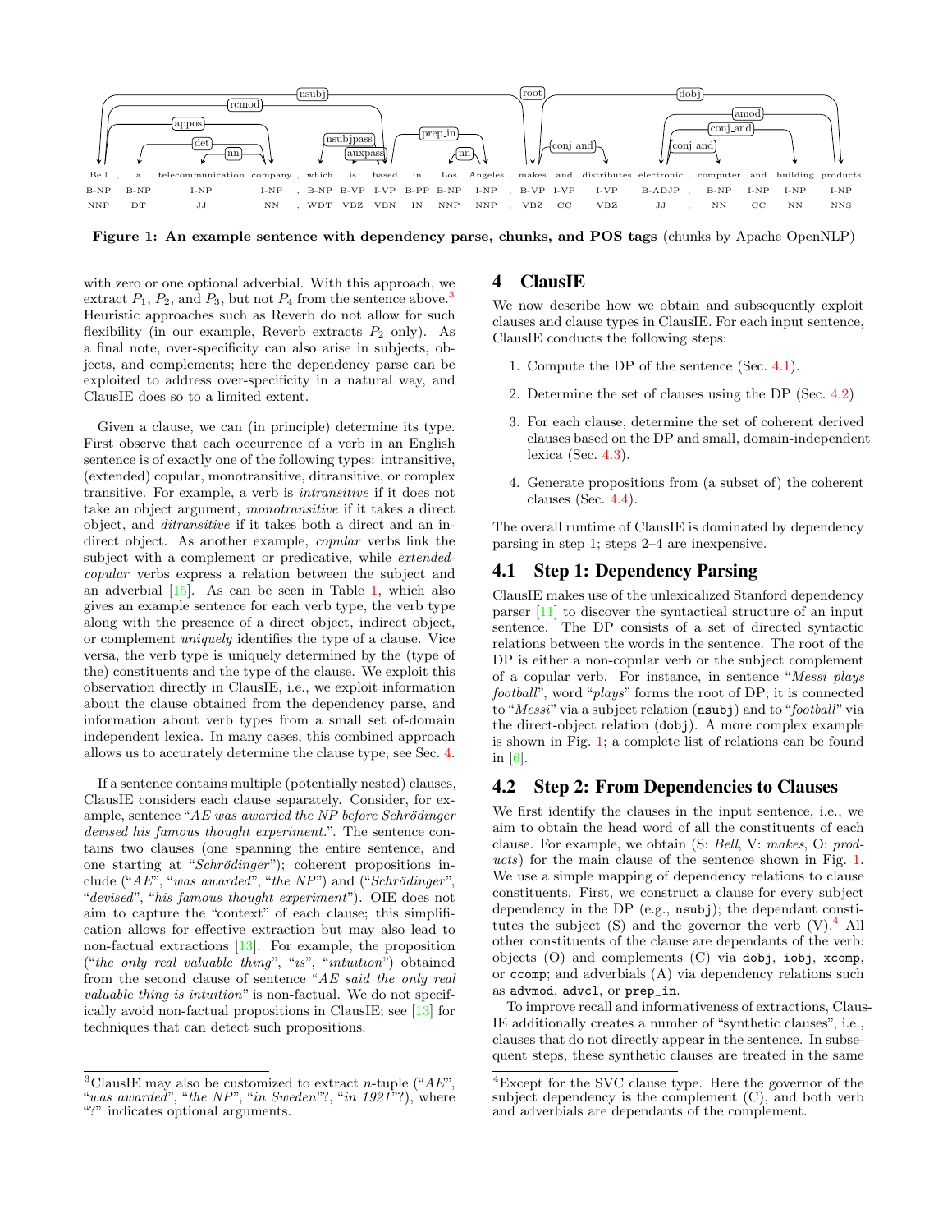Figure 1: An example sentence with dependency parse, chunks, and POS tags (chunks by Apache OpenNLP)

with zero or one optional adverbial. With this approach, we extract $P_1$, $P_2$, and $P_3$, but not $P_4$ from the sentence above.[3] Heuristic approaches such as Reverb do not allow for such flexibility (in our example, Reverb extracts $P_2$ only). As a final note, over-specificity can also arise in subjects, objects, and complements; here the dependency parse can be exploited to address over-specificity in a natural way, and ClausIE does so to a limited extent.

Given a clause, we can (in principle) determine its type. First observe that each occurrence of a verb in an English sentence is of exactly one of the following types: intransitive, (extended) copular, monotransitive, ditransitive, or complex transitive. For example, a verb is *intransitive* if it does not take an object argument, *monotransitive* if it takes a direct object, and *ditransitive* if it takes both a direct and an indirect object. As another example, *copular* verbs link the subject with a complement or predicative, while *extended-copular* verbs express a relation between the subject and an adverbial [15]. As can be seen in Table 1, which also gives an example sentence for each verb type, the verb type along with the presence of a direct object, indirect object, or complement *uniquely* identifies the type of a clause. Vice versa, the verb type is uniquely determined by the (type of the) constituents and the type of the clause. We exploit this observation directly in ClausIE, i.e., we exploit information about the clause obtained from the dependency parse, and information about verb types from a small set of-domain independent lexica. In many cases, this combined approach allows us to accurately determine the clause type; see Sec. 4.

If a sentence contains multiple (potentially nested) clauses, ClausIE considers each clause separately. Consider, for example, sentence "*AE was awarded the NP before Schrödinger devised his famous thought experiment.*". The sentence contains two clauses (one spanning the entire sentence, and one starting at "*Schrödinger*"); coherent propositions include ("*AE*", "*was awarded*", "*the NP*") and ("*Schrödinger*", "*devised*", "*his famous thought experiment*"). OIE does not aim to capture the "context" of each clause; this simplification allows for effective extraction but may also lead to non-factual extractions [13]. For example, the proposition ("*the only real valuable thing*", "*is*", "*intuition*") obtained from the second clause of sentence "*AE said the only real valuable thing is intuition*" is non-factual. We do not specifically avoid non-factual propositions in ClausIE; see [13] for techniques that can detect such propositions.

[3] ClausIE may also be customized to extract $n$-tuple ("*AE*", "*was awarded*", "*the NP*", "*in Sweden*"?, "*in 1921*"?), where "?" indicates optional arguments.

## 4 ClausIE

We now describe how we obtain and subsequently exploit clauses and clause types in ClausIE. For each input sentence, ClausIE conducts the following steps:

1. Compute the DP of the sentence (Sec. 4.1).
2. Determine the set of clauses using the DP (Sec. 4.2)
3. For each clause, determine the set of coherent derived clauses based on the DP and small, domain-independent lexica (Sec. 4.3).
4. Generate propositions from (a subset of) the coherent clauses (Sec. 4.4).

The overall runtime of ClausIE is dominated by dependency parsing in step 1; steps 2–4 are inexpensive.

### 4.1 Step 1: Dependency Parsing

ClausIE makes use of the unlexicalized Stanford dependency parser [11] to discover the syntactical structure of an input sentence. The DP consists of a set of directed syntactic relations between the words in the sentence. The root of the DP is either a non-copular verb or the subject complement of a copular verb. For instance, in sentence "*Messi plays football*", word "*plays*" forms the root of DP; it is connected to "*Messi*" via a subject relation (`nsubj`) and to "*football*" via the direct-object relation (`dobj`). A more complex example is shown in Fig. 1; a complete list of relations can be found in [6].

### 4.2 Step 2: From Dependencies to Clauses

We first identify the clauses in the input sentence, i.e., we aim to obtain the head word of all the constituents of each clause. For example, we obtain (S: *Bell*, V: *makes*, O: *products*) for the main clause of the sentence shown in Fig. 1. We use a simple mapping of dependency relations to clause constituents. First, we construct a clause for every subject dependency in the DP (e.g., `nsubj`); the dependant constitutes the subject (S) and the governor the verb (V).[4] All other constituents of the clause are dependants of the verb: objects (O) and complements (C) via `dobj`, `iobj`, `xcomp`, or `ccomp`; and adverbials (A) via dependency relations such as `advmod`, `advcl`, or `prep_in`.

To improve recall and informativeness of extractions, ClausIE additionally creates a number of "synthetic clauses", i.e., clauses that do not directly appear in the sentence. In subsequent steps, these synthetic clauses are treated in the same

[4] Except for the SVC clause type. Here the governor of the subject dependency is the complement (C), and both verb and adverbials are dependants of the complement.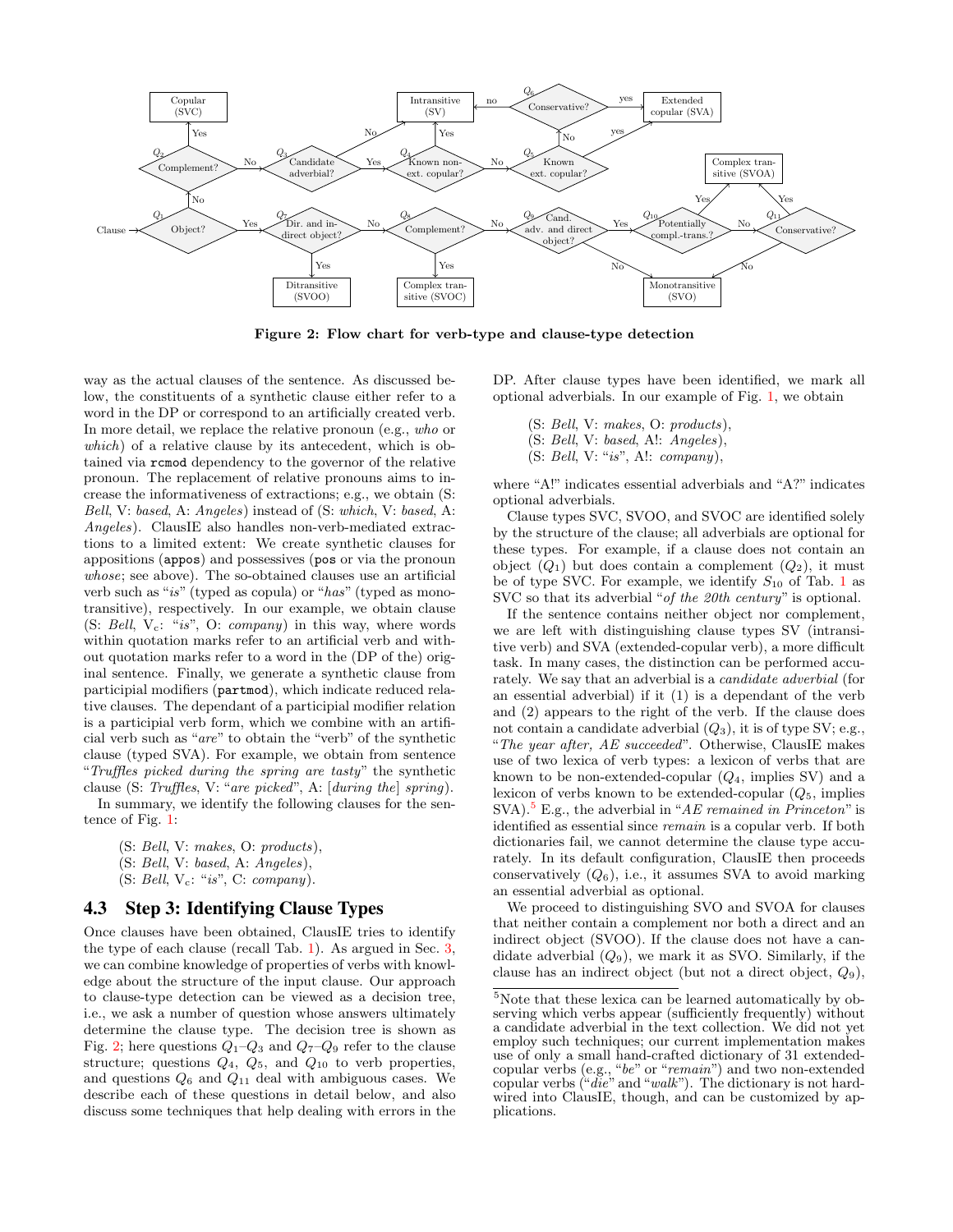Clause

$Q_1$ Object?

No

Yes

$Q_2$ Complement?

Yes

Copular (SVC)

No

$Q_3$ Candidate adverbial?

No

Yes

Intransitive (SV)

$Q_4$ Known non-ext. copular?

Yes

No

$Q_5$ Known ext. copular?

No

yes

$Q_6$ Conservative?

no

yes

Extended copular (SVA)

$Q_7$ Dir. and indirect object?

Yes

Ditransitive (SVOO)

No

$Q_8$ Complement?

Yes

Complex transitive (SVOC)

No

$Q_9$ Cand. adv. and direct object?

Yes

No

$Q_{10}$ Potentially compl.-trans.?

Yes

No

Complex transitive (SVOA)

$Q_{11}$ Conservative?

Yes

No

Monotransitive (SVO)

**Figure 2: Flow chart for verb-type and clause-type detection**

way as the actual clauses of the sentence. As discussed below, the constituents of a synthetic clause either refer to a word in the DP or correspond to an artificially created verb. In more detail, we replace the relative pronoun (e.g., *who* or *which*) of a relative clause by its antecedent, which is obtained via `rcmod` dependency to the governor of the relative pronoun. The replacement of relative pronouns aims to increase the informativeness of extractions; e.g., we obtain (S: *Bell*, V: *based*, A: *Angeles*) instead of (S: *which*, V: *based*, A: *Angeles*). ClausIE also handles non-verb-mediated extractions to a limited extent: We create synthetic clauses for appositions (`appos`) and possessives (`pos` or via the pronoun *whose*; see above). The so-obtained clauses use an artificial verb such as "*is*" (typed as copula) or "*has*" (typed as monotransitive), respectively. In our example, we obtain clause (S: *Bell*, $V_c$: "*is*", O: *company*) in this way, where words within quotation marks refer to an artificial verb and without quotation marks refer to a word in the (DP of the) original sentence. Finally, we generate a synthetic clause from participial modifiers (`partmod`), which indicate reduced relative clauses. The dependant of a participial modifier relation is a participial verb form, which we combine with an artificial verb such as "*are*" to obtain the "verb" of the synthetic clause (typed SVA). For example, we obtain from sentence "*Truffles picked during the spring are tasty*" the synthetic clause (S: *Truffles*, V: "*are picked*", A: [*during the*] *spring*).

In summary, we identify the following clauses for the sentence of Fig. 1:

(S: *Bell*, V: *makes*, O: *products*),
(S: *Bell*, V: *based*, A: *Angeles*),
(S: *Bell*, $V_c$: "*is*", C: *company*).

## 4.3 Step 3: Identifying Clause Types

Once clauses have been obtained, ClausIE tries to identify the type of each clause (recall Tab. 1). As argued in Sec. 3, we can combine knowledge of properties of verbs with knowledge about the structure of the input clause. Our approach to clause-type detection can be viewed as a decision tree, i.e., we ask a number of question whose answers ultimately determine the clause type. The decision tree is shown as Fig. 2; here questions $Q_1$–$Q_3$ and $Q_7$–$Q_9$ refer to the clause structure; questions $Q_4$, $Q_5$, and $Q_{10}$ to verb properties, and questions $Q_6$ and $Q_{11}$ deal with ambiguous cases. We describe each of these questions in detail below, and also discuss some techniques that help dealing with errors in the DP. After clause types have been identified, we mark all optional adverbials. In our example of Fig. 1, we obtain

(S: *Bell*, V: *makes*, O: *products*),
(S: *Bell*, V: *based*, A!: *Angeles*),
(S: *Bell*, V: "*is*", A!: *company*),

where "A!" indicates essential adverbials and "A?" indicates optional adverbials.

Clause types SVC, SVOO, and SVOC are identified solely by the structure of the clause; all adverbials are optional for these types. For example, if a clause does not contain an object ($Q_1$) but does contain a complement ($Q_2$), it must be of type SVC. For example, we identify $S_{10}$ of Tab. 1 as SVC so that its adverbial "*of the 20th century*" is optional.

If the sentence contains neither object nor complement, we are left with distinguishing clause types SV (intransitive verb) and SVA (extended-copular verb), a more difficult task. In many cases, the distinction can be performed accurately. We say that an adverbial is a *candidate adverbial* (for an essential adverbial) if it (1) is a dependant of the verb and (2) appears to the right of the verb. If the clause does not contain a candidate adverbial ($Q_3$), it is of type SV; e.g., "*The year after, AE succeeded*". Otherwise, ClausIE makes use of two lexica of verb types: a lexicon of verbs that are known to be non-extended-copular ($Q_4$, implies SV) and a lexicon of verbs known to be extended-copular ($Q_5$, implies SVA).[5] E.g., the adverbial in "*AE remained in Princeton*" is identified as essential since *remain* is a copular verb. If both dictionaries fail, we cannot determine the clause type accurately. In its default configuration, ClausIE then proceeds conservatively ($Q_6$), i.e., it assumes SVA to avoid marking an essential adverbial as optional.

We proceed to distinguishing SVO and SVOA for clauses that neither contain a complement nor both a direct and an indirect object (SVOO). If the clause does not have a candidate adverbial ($Q_9$), we mark it as SVO. Similarly, if the clause has an indirect object (but not a direct object, $Q_9$),

[5]Note that these lexica can be learned automatically by observing which verbs appear (sufficiently frequently) without a candidate adverbial in the text collection. We did not yet employ such techniques; our current implementation makes use of only a small hand-crafted dictionary of 31 extended-copular verbs (e.g., "*be*" or "*remain*") and two non-extended copular verbs ("*die*" and "*walk*"). The dictionary is not hard-wired into ClausIE, though, and can be customized by applications.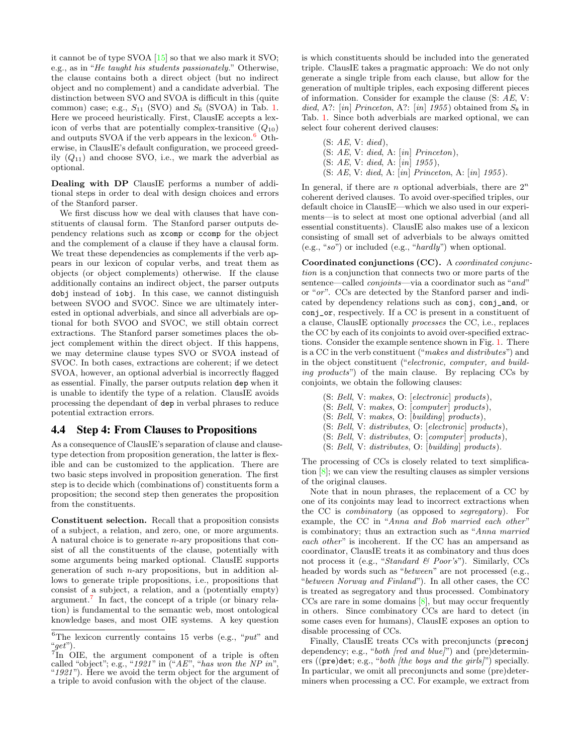it cannot be of type SVOA [15] so that we also mark it SVO; e.g., as in "*He taught his students passionately.*" Otherwise, the clause contains both a direct object (but no indirect object and no complement) and a candidate adverbial. The distinction between SVO and SVOA is difficult in this (quite common) case; e.g., $S_{11}$ (SVO) and $S_6$ (SVOA) in Tab. 1. Here we proceed heuristically. First, ClausIE accepts a lexicon of verbs that are potentially complex-transitive ($Q_{10}$) and outputs SVOA if the verb appears in the lexicon.[6] Otherwise, in ClausIE's default configuration, we proceed greedily ($Q_{11}$) and choose SVO, i.e., we mark the adverbial as optional.

**Dealing with DP** ClausIE performs a number of additional steps in order to deal with design choices and errors of the Stanford parser.

We first discuss how we deal with clauses that have constituents of clausal form. The Stanford parser outputs dependency relations such as `xcomp` or `ccomp` for the object and the complement of a clause if they have a clausal form. We treat these dependencies as complements if the verb appears in our lexicon of copular verbs, and treat them as objects (or object complements) otherwise. If the clause additionally contains an indirect object, the parser outputs `dobj` instead of `iobj`. In this case, we cannot distinguish between SVOO and SVOC. Since we are ultimately interested in optional adverbials, and since all adverbials are optional for both SVOO and SVOC, we still obtain correct extractions. The Stanford parser sometimes places the object complement within the direct object. If this happens, we may determine clause types SVO or SVOA instead of SVOC. In both cases, extractions are coherent; if we detect SVOA, however, an optional adverbial is incorrectly flagged as essential. Finally, the parser outputs relation `dep` when it is unable to identify the type of a relation. ClausIE avoids processing the dependant of `dep` in verbal phrases to reduce potential extraction errors.

## 4.4 Step 4: From Clauses to Propositions

As a consequence of ClausIE's separation of clause and clause-type detection from proposition generation, the latter is flexible and can be customized to the application. There are two basic steps involved in proposition generation. The first step is to decide which (combinations of) constituents form a proposition; the second step then generates the proposition from the constituents.

**Constituent selection.** Recall that a proposition consists of a subject, a relation, and zero, one, or more arguments. A natural choice is to generate *n*-ary propositions that consist of all the constituents of the clause, potentially with some arguments being marked optional. ClausIE supports generation of such *n*-ary propositions, but in addition allows to generate triple propositions, i.e., propositions that consist of a subject, a relation, and a (potentially empty) argument.[7] In fact, the concept of a triple (or binary relation) is fundamental to the semantic web, most ontological knowledge bases, and most OIE systems. A key question is which constituents should be included into the generated triple. ClausIE takes a pragmatic approach: We do not only generate a single triple from each clause, but allow for the generation of multiple triples, each exposing different pieces of information. Consider for example the clause (S: *AE*, V: *died*, A?: [*in*] *Princeton*, A?: [*in*] *1955*) obtained from $S_8$ in Tab. 1. Since both adverbials are marked optional, we can select four coherent derived clauses:

(S: *AE*, V: *died*),
(S: *AE*, V: *died*, A: [*in*] *Princeton*),
(S: *AE*, V: *died*, A: [*in*] *1955*),
(S: *AE*, V: *died*, A: [*in*] *Princeton*, A: [*in*] *1955*).

In general, if there are $n$ optional adverbials, there are $2^n$ coherent derived clauses. To avoid over-specified triples, our default choice in ClausIE—which we also used in our experiments—is to select at most one optional adverbial (and all essential constituents). ClausIE also makes use of a lexicon consisting of small set of adverbials to be always omitted (e.g., "*so*") or included (e.g., "*hardly*") when optional.

**Coordinated conjunctions (CC).** A *coordinated conjunction* is a conjunction that connects two or more parts of the sentence—called *conjoints*—via a coordinator such as "*and*" or "*or*". CCs are detected by the Stanford parser and indicated by dependency relations such as `conj`, `conj_and`, or `conj_or`, respectively. If a CC is present in a constituent of a clause, ClausIE optionally *processes* the CC, i.e., replaces the CC by each of its conjoints to avoid over-specified extractions. Consider the example sentence shown in Fig. 1. There is a CC in the verb constituent ("*makes and distributes*") and in the object constituent ("*electronic, computer, and building products*") of the main clause. By replacing CCs by conjoints, we obtain the following clauses:

(S: *Bell*, V: *makes*, O: [*electronic*] *products*),
(S: *Bell*, V: *makes*, O: [*computer*] *products*),
(S: *Bell*, V: *makes*, O: [*building*] *products*),
(S: *Bell*, V: *distributes*, O: [*electronic*] *products*),
(S: *Bell*, V: *distributes*, O: [*computer*] *products*),
(S: *Bell*, V: *distributes*, O: [*building*] *products*).

The processing of CCs is closely related to text simplification [8]; we can view the resulting clauses as simpler versions of the original clauses.

Note that in noun phrases, the replacement of a CC by one of its conjoints may lead to incorrect extractions when the CC is *combinatory* (as opposed to *segregatory*). For example, the CC in "*Anna and Bob married each other*" is combinatory; thus an extraction such as "*Anna married each other*" is incoherent. If the CC has an ampersand as coordinator, ClausIE treats it as combinatory and thus does not process it (e.g., "*Standard & Poor's*"). Similarly, CCs headed by words such as "*between*" are not processed (e.g., "*between Norway and Finland*"). In all other cases, the CC is treated as segregatory and thus processed. Combinatory CCs are rare in some domains [8], but may occur frequently in others. Since combinatory CCs are hard to detect (in some cases even for humans), ClausIE exposes an option to disable processing of CCs.

Finally, ClausIE treats CCs with preconjuncts (`preconj` dependency; e.g., "*both [red and blue]*") and (pre)determiners ((`pre`)`det`; e.g., "*both [the boys and the girls]*") specially. In particular, we omit all preconjuncts and some (pre)determiners when processing a CC. For example, we extract from

---

[6] The lexicon currently contains 15 verbs (e.g., "*put*" and "*get*").

[7] In OIE, the argument component of a triple is often called "object"; e.g., "*1921*" in ("*AE*", "*has won the NP in*", "*1921*"). Here we avoid the term object for the argument of a triple to avoid confusion with the object of the clause.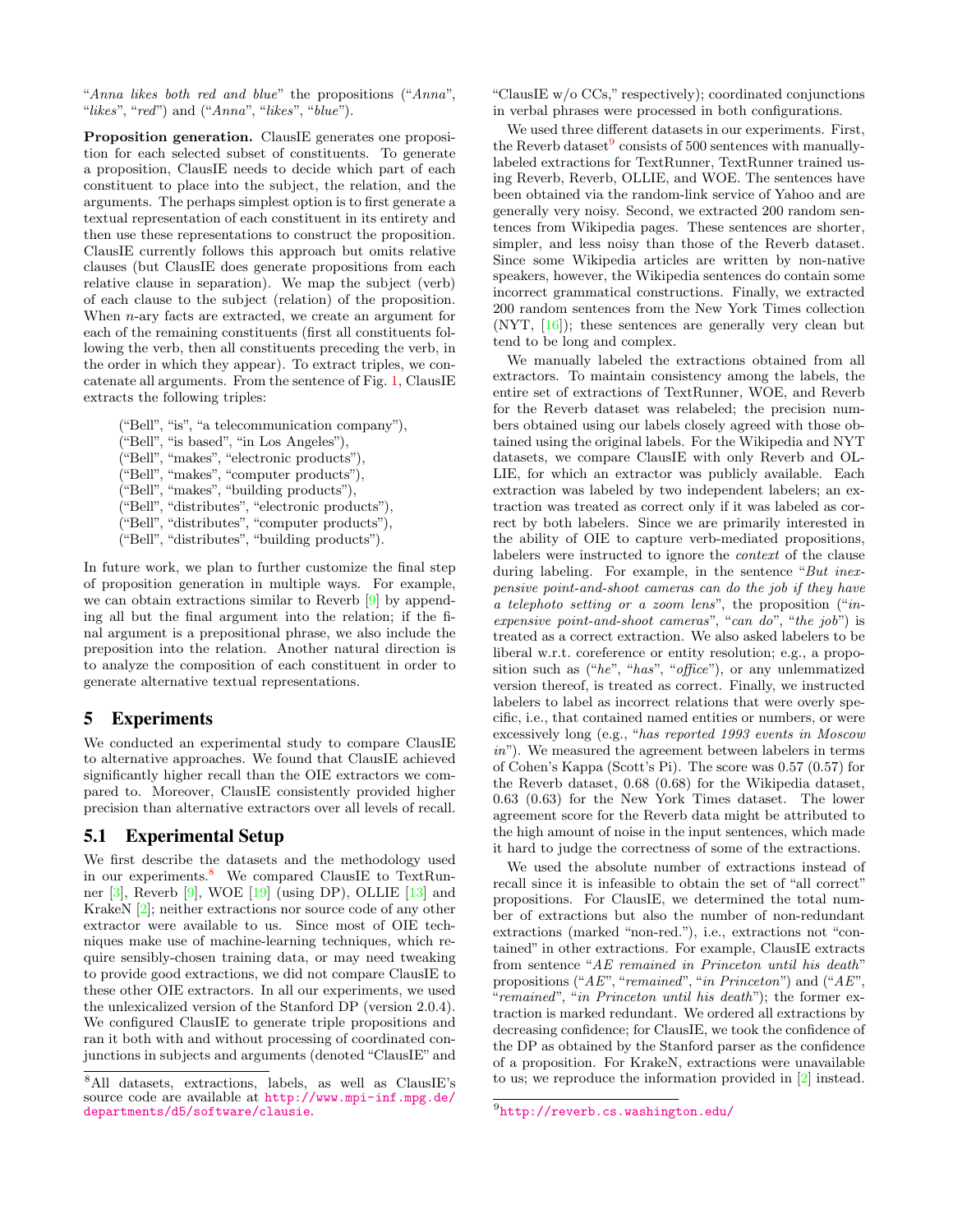"*Anna likes both red and blue*" the propositions ("*Anna*", "*likes*", "*red*") and ("*Anna*", "*likes*", "*blue*").

**Proposition generation.** ClausIE generates one proposition for each selected subset of constituents. To generate a proposition, ClausIE needs to decide which part of each constituent to place into the subject, the relation, and the arguments. The perhaps simplest option is to first generate a textual representation of each constituent in its entirety and then use these representations to construct the proposition. ClausIE currently follows this approach but omits relative clauses (but ClausIE does generate propositions from each relative clause in separation). We map the subject (verb) of each clause to the subject (relation) of the proposition. When $n$-ary facts are extracted, we create an argument for each of the remaining constituents (first all constituents following the verb, then all constituents preceding the verb, in the order in which they appear). To extract triples, we concatenate all arguments. From the sentence of Fig. 1, ClausIE extracts the following triples:

("Bell", "is", "a telecommunication company"),
("Bell", "is based", "in Los Angeles"),
("Bell", "makes", "electronic products"),
("Bell", "makes", "computer products"),
("Bell", "makes", "building products"),
("Bell", "distributes", "electronic products"),
("Bell", "distributes", "computer products"),
("Bell", "distributes", "building products").

In future work, we plan to further customize the final step of proposition generation in multiple ways. For example, we can obtain extractions similar to Reverb [9] by appending all but the final argument into the relation; if the final argument is a prepositional phrase, we also include the preposition into the relation. Another natural direction is to analyze the composition of each constituent in order to generate alternative textual representations.

# 5 Experiments

We conducted an experimental study to compare ClausIE to alternative approaches. We found that ClausIE achieved significantly higher recall than the OIE extractors we compared to. Moreover, ClausIE consistently provided higher precision than alternative extractors over all levels of recall.

## 5.1 Experimental Setup

We first describe the datasets and the methodology used in our experiments.[8] We compared ClausIE to TextRunner [3], Reverb [9], WOE [19] (using DP), OLLIE [13] and KrakeN [2]; neither extractions nor source code of any other extractor were available to us. Since most of OIE techniques make use of machine-learning techniques, which require sensibly-chosen training data, or may need tweaking to provide good extractions, we did not compare ClausIE to these other OIE extractors. In all our experiments, we used the unlexicalized version of the Stanford DP (version 2.0.4). We configured ClausIE to generate triple propositions and ran it both with and without processing of coordinated conjunctions in subjects and arguments (denoted "ClausIE" and "ClausIE w/o CCs," respectively); coordinated conjunctions in verbal phrases were processed in both configurations.

We used three different datasets in our experiments. First, the Reverb dataset[9] consists of 500 sentences with manually-labeled extractions for TextRunner, TextRunner trained using Reverb, Reverb, OLLIE, and WOE. The sentences have been obtained via the random-link service of Yahoo and are generally very noisy. Second, we extracted 200 random sentences from Wikipedia pages. These sentences are shorter, simpler, and less noisy than those of the Reverb dataset. Since some Wikipedia articles are written by non-native speakers, however, the Wikipedia sentences do contain some incorrect grammatical constructions. Finally, we extracted 200 random sentences from the New York Times collection (NYT, [16]); these sentences are generally very clean but tend to be long and complex.

We manually labeled the extractions obtained from all extractors. To maintain consistency among the labels, the entire set of extractions of TextRunner, WOE, and Reverb for the Reverb dataset was relabeled; the precision numbers obtained using our labels closely agreed with those obtained using the original labels. For the Wikipedia and NYT datasets, we compare ClausIE with only Reverb and OLLIE, for which an extractor was publicly available. Each extraction was labeled by two independent labelers; an extraction was treated as correct only if it was labeled as correct by both labelers. Since we are primarily interested in the ability of OIE to capture verb-mediated propositions, labelers were instructed to ignore the *context* of the clause during labeling. For example, in the sentence "*But inexpensive point-and-shoot cameras can do the job if they have a telephoto setting or a zoom lens*", the proposition ("*inexpensive point-and-shoot cameras*", "*can do*", "*the job*") is treated as a correct extraction. We also asked labelers to be liberal w.r.t. coreference or entity resolution; e.g., a proposition such as ("*he*", "*has*", "*office*"), or any unlemmatized version thereof, is treated as correct. Finally, we instructed labelers to label as incorrect relations that were overly specific, i.e., that contained named entities or numbers, or were excessively long (e.g., "*has reported 1993 events in Moscow in*"). We measured the agreement between labelers in terms of Cohen's Kappa (Scott's Pi). The score was 0.57 (0.57) for the Reverb dataset, 0.68 (0.68) for the Wikipedia dataset, 0.63 (0.63) for the New York Times dataset. The lower agreement score for the Reverb data might be attributed to the high amount of noise in the input sentences, which made it hard to judge the correctness of some of the extractions.

We used the absolute number of extractions instead of recall since it is infeasible to obtain the set of "all correct" propositions. For ClausIE, we determined the total number of extractions but also the number of non-redundant extractions (marked "non-red."), i.e., extractions not "contained" in other extractions. For example, ClausIE extracts from sentence "*AE remained in Princeton until his death*" propositions ("*AE*", "*remained*", "*in Princeton*") and ("*AE*", "*remained*", "*in Princeton until his death*"); the former extraction is marked redundant. We ordered all extractions by decreasing confidence; for ClausIE, we took the confidence of the DP as obtained by the Stanford parser as the confidence of a proposition. For KrakeN, extractions were unavailable to us; we reproduce the information provided in [2] instead.

[8] All datasets, extractions, labels, as well as ClausIE's source code are available at http://www.mpi-inf.mpg.de/departments/d5/software/clausie.

[9] http://reverb.cs.washington.edu/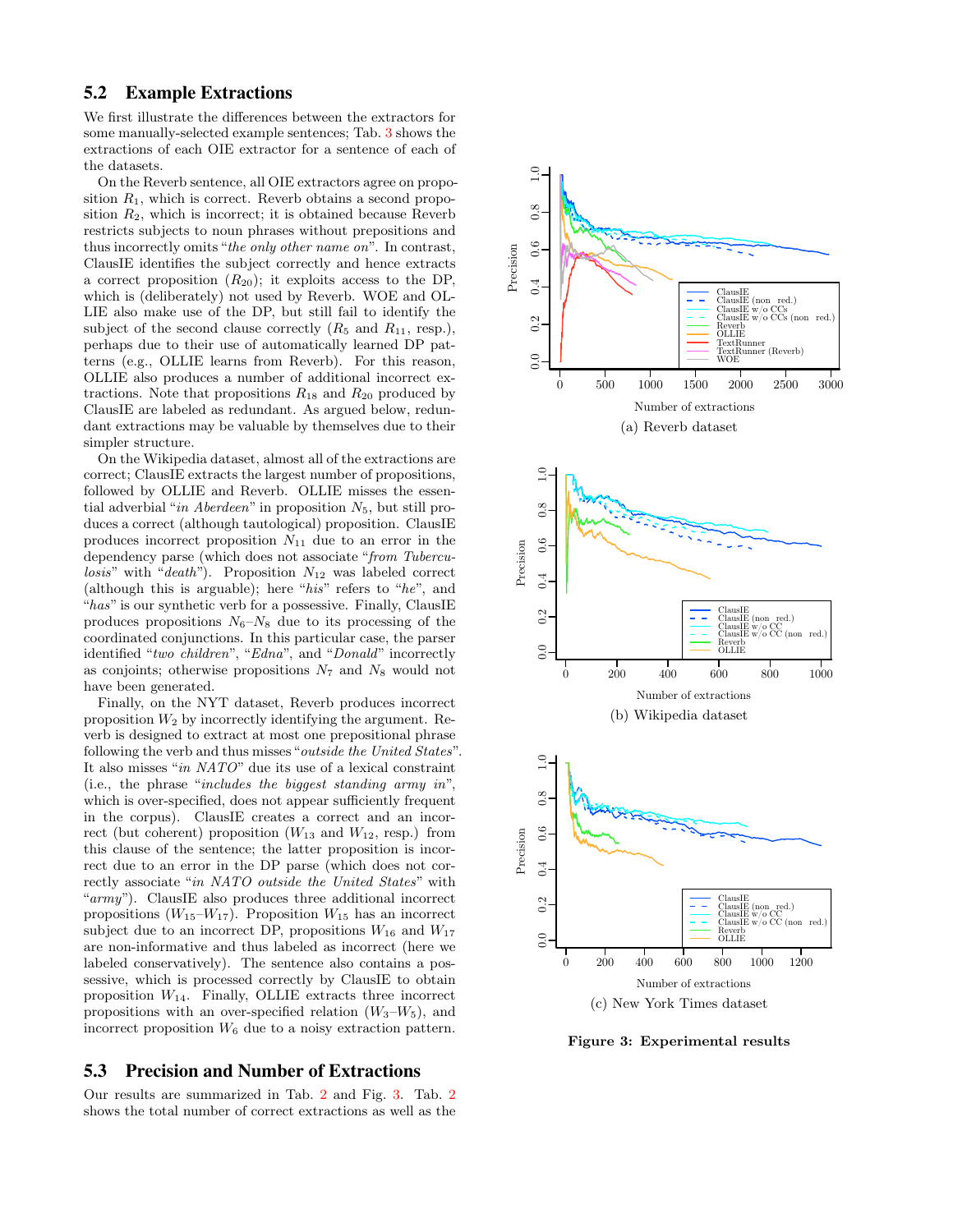### 5.2 Example Extractions

We first illustrate the differences between the extractors for some manually-selected example sentences; Tab. 3 shows the extractions of each OIE extractor for a sentence of each of the datasets.

On the Reverb sentence, all OIE extractors agree on proposition $R_1$, which is correct. Reverb obtains a second proposition $R_2$, which is incorrect; it is obtained because Reverb restricts subjects to noun phrases without prepositions and thus incorrectly omits "*the only other name on*". In contrast, ClausIE identifies the subject correctly and hence extracts a correct proposition ($R_{20}$); it exploits access to the DP, which is (deliberately) not used by Reverb. WOE and OLLIE also make use of the DP, but still fail to identify the subject of the second clause correctly ($R_5$ and $R_{11}$, resp.), perhaps due to their use of automatically learned DP patterns (e.g., OLLIE learns from Reverb). For this reason, OLLIE also produces a number of additional incorrect extractions. Note that propositions $R_{18}$ and $R_{20}$ produced by ClausIE are labeled as redundant. As argued below, redundant extractions may be valuable by themselves due to their simpler structure.

On the Wikipedia dataset, almost all of the extractions are correct; ClausIE extracts the largest number of propositions, followed by OLLIE and Reverb. OLLIE misses the essential adverbial "*in Aberdeen*" in proposition $N_5$, but still produces a correct (although tautological) proposition. ClausIE produces incorrect proposition $N_{11}$ due to an error in the dependency parse (which does not associate "*from Tuberculosis*" with "*death*"). Proposition $N_{12}$ was labeled correct (although this is arguable); here "*his*" refers to "*he*", and "*has*" is our synthetic verb for a possessive. Finally, ClausIE produces propositions $N_6$–$N_8$ due to its processing of the coordinated conjunctions. In this particular case, the parser identified "*two children*", "*Edna*", and "*Donald*" incorrectly as conjoints; otherwise propositions $N_7$ and $N_8$ would not have been generated.

Finally, on the NYT dataset, Reverb produces incorrect proposition $W_2$ by incorrectly identifying the argument. Reverb is designed to extract at most one prepositional phrase following the verb and thus misses "*outside the United States*". It also misses "*in NATO*" due its use of a lexical constraint (i.e., the phrase "*includes the biggest standing army in*", which is over-specified, does not appear sufficiently frequent in the corpus). ClausIE creates a correct and an incorrect (but coherent) proposition ($W_{13}$ and $W_{12}$, resp.) from this clause of the sentence; the latter proposition is incorrect due to an error in the DP parse (which does not correctly associate "*in NATO outside the United States*" with "*army*"). ClausIE also produces three additional incorrect propositions ($W_{15}$–$W_{17}$). Proposition $W_{15}$ has an incorrect subject due to an incorrect DP, propositions $W_{16}$ and $W_{17}$ are non-informative and thus labeled as incorrect (here we labeled conservatively). The sentence also contains a possessive, which is processed correctly by ClausIE to obtain proposition $W_{14}$. Finally, OLLIE extracts three incorrect propositions with an over-specified relation ($W_3$–$W_5$), and incorrect proposition $W_6$ due to a noisy extraction pattern.

### 5.3 Precision and Number of Extractions

Our results are summarized in Tab. 2 and Fig. 3. Tab. 2 shows the total number of correct extractions as well as the

(a) Reverb dataset

(b) Wikipedia dataset

(c) New York Times dataset

**Figure 3: Experimental results**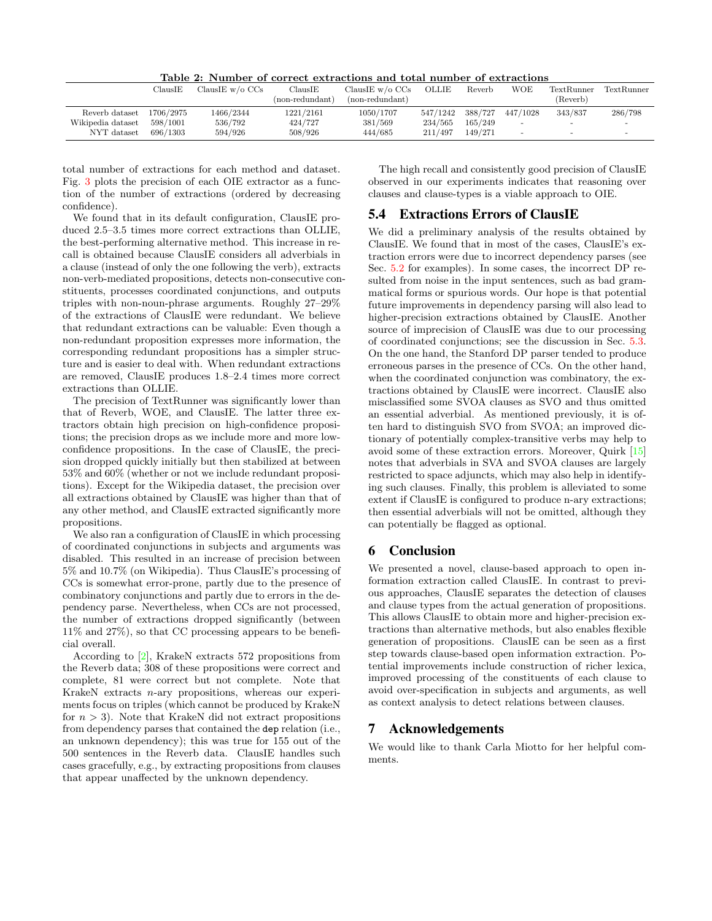**Table 2: Number of correct extractions and total number of extractions**

| | ClausIE | ClausIE w/o CCs | ClausIE (non-redundant) | ClausIE w/o CCs (non-redundant) | OLLIE | Reverb | WOE | TextRunner (Reverb) | TextRunner |
|---|---|---|---|---|---|---|---|---|---|
| Reverb dataset | 1706/2975 | 1466/2344 | 1221/2161 | 1050/1707 | 547/1242 | 388/727 | 447/1028 | 343/837 | 286/798 |
| Wikipedia dataset | 598/1001 | 536/792 | 424/727 | 381/569 | 234/565 | 165/249 | - | - | - |
| NYT dataset | 696/1303 | 594/926 | 508/926 | 444/685 | 211/497 | 149/271 | - | - | - |

total number of extractions for each method and dataset. Fig. 3 plots the precision of each OIE extractor as a function of the number of extractions (ordered by decreasing confidence).

We found that in its default configuration, ClausIE produced 2.5–3.5 times more correct extractions than OLLIE, the best-performing alternative method. This increase in recall is obtained because ClausIE considers all adverbials in a clause (instead of only the one following the verb), extracts non-verb-mediated propositions, detects non-consecutive constituents, processes coordinated conjunctions, and outputs triples with non-noun-phrase arguments. Roughly 27–29% of the extractions of ClausIE were redundant. We believe that redundant extractions can be valuable: Even though a non-redundant proposition expresses more information, the corresponding redundant propositions has a simpler structure and is easier to deal with. When redundant extractions are removed, ClausIE produces 1.8–2.4 times more correct extractions than OLLIE.

The precision of TextRunner was significantly lower than that of Reverb, WOE, and ClausIE. The latter three extractors obtain high precision on high-confidence propositions; the precision drops as we include more and more low-confidence propositions. In the case of ClausIE, the precision dropped quickly initially but then stabilized at between 53% and 60% (whether or not we include redundant propositions). Except for the Wikipedia dataset, the precision over all extractions obtained by ClausIE was higher than that of any other method, and ClausIE extracted significantly more propositions.

We also ran a configuration of ClausIE in which processing of coordinated conjunctions in subjects and arguments was disabled. This resulted in an increase of precision between 5% and 10.7% (on Wikipedia). Thus ClausIE's processing of CCs is somewhat error-prone, partly due to the presence of combinatory conjunctions and partly due to errors in the dependency parse. Nevertheless, when CCs are not processed, the number of extractions dropped significantly (between 11% and 27%), so that CC processing appears to be beneficial overall.

According to [2], KrakeN extracts 572 propositions from the Reverb data; 308 of these propositions were correct and complete, 81 were correct but not complete. Note that KrakeN extracts $n$-ary propositions, whereas our experiments focus on triples (which cannot be produced by KrakeN for $n > 3$). Note that KrakeN did not extract propositions from dependency parses that contained the `dep` relation (i.e., an unknown dependency); this was true for 155 out of the 500 sentences in the Reverb data. ClausIE handles such cases gracefully, e.g., by extracting propositions from clauses that appear unaffected by the unknown dependency.

The high recall and consistently good precision of ClausIE observed in our experiments indicates that reasoning over clauses and clause-types is a viable approach to OIE.

## 5.4 Extractions Errors of ClausIE

We did a preliminary analysis of the results obtained by ClausIE. We found that in most of the cases, ClausIE's extraction errors were due to incorrect dependency parses (see Sec. 5.2 for examples). In some cases, the incorrect DP resulted from noise in the input sentences, such as bad grammatical forms or spurious words. Our hope is that potential future improvements in dependency parsing will also lead to higher-precision extractions obtained by ClausIE. Another source of imprecision of ClausIE was due to our processing of coordinated conjunctions; see the discussion in Sec. 5.3. On the one hand, the Stanford DP parser tended to produce erroneous parses in the presence of CCs. On the other hand, when the coordinated conjunction was combinatory, the extractions obtained by ClausIE were incorrect. ClausIE also misclassified some SVOA clauses as SVO and thus omitted an essential adverbial. As mentioned previously, it is often hard to distinguish SVO from SVOA; an improved dictionary of potentially complex-transitive verbs may help to avoid some of these extraction errors. Moreover, Quirk [15] notes that adverbials in SVA and SVOA clauses are largely restricted to space adjuncts, which may also help in identifying such clauses. Finally, this problem is alleviated to some extent if ClausIE is configured to produce n-ary extractions; then essential adverbials will not be omitted, although they can potentially be flagged as optional.

# 6 Conclusion

We presented a novel, clause-based approach to open information extraction called ClausIE. In contrast to previous approaches, ClausIE separates the detection of clauses and clause types from the actual generation of propositions. This allows ClausIE to obtain more and higher-precision extractions than alternative methods, but also enables flexible generation of propositions. ClausIE can be seen as a first step towards clause-based open information extraction. Potential improvements include construction of richer lexica, improved processing of the constituents of each clause to avoid over-specification in subjects and arguments, as well as context analysis to detect relations between clauses.

# 7 Acknowledgements

We would like to thank Carla Miotto for her helpful comments.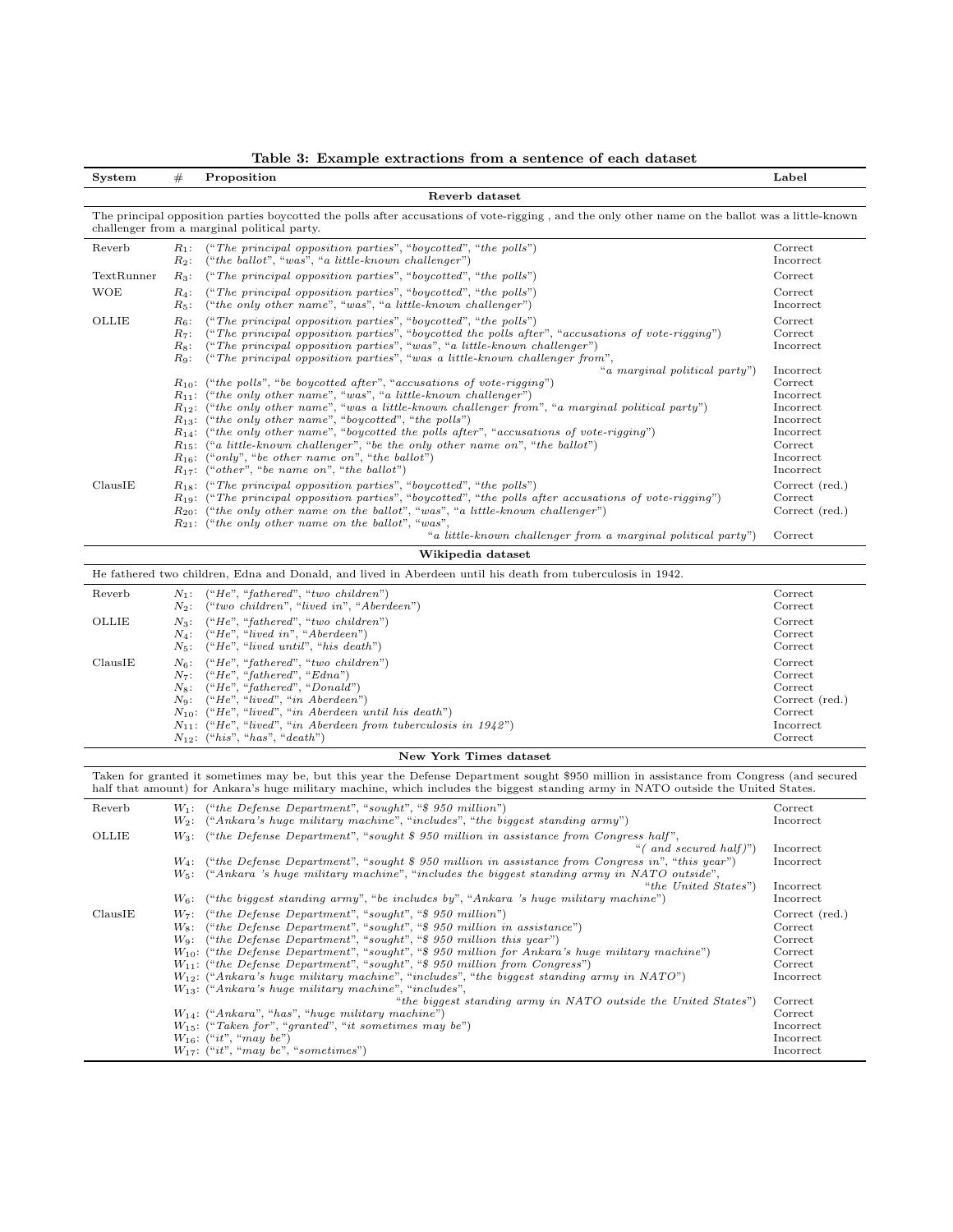**Table 3: Example extractions from a sentence of each dataset**

| System | # | Proposition | Label |
|---|---|---|---|
| **Reverb dataset** | | | |
| The principal opposition parties boycotted the polls after accusations of vote-rigging , and the only other name on the ballot was a little-known challenger from a marginal political party. | | | |
| Reverb | $R_1$: | (*"The principal opposition parties"*, *"boycotted"*, *"the polls"*) | Correct |
| | $R_2$: | (*"the ballot"*, *"was"*, *"a little-known challenger"*) | Incorrect |
| TextRunner | $R_3$: | (*"The principal opposition parties"*, *"boycotted"*, *"the polls"*) | Correct |
| WOE | $R_4$: | (*"The principal opposition parties"*, *"boycotted"*, *"the polls"*) | Correct |
| | $R_5$: | (*"the only other name"*, *"was"*, *"a little-known challenger"*) | Incorrect |
| OLLIE | $R_6$: | (*"The principal opposition parties"*, *"boycotted"*, *"the polls"*) | Correct |
| | $R_7$: | (*"The principal opposition parties"*, *"boycotted the polls after"*, *"accusations of vote-rigging"*) | Correct |
| | $R_8$: | (*"The principal opposition parties"*, *"was"*, *"a little-known challenger"*) | Incorrect |
| | $R_9$: | (*"The principal opposition parties"*, *"was a little-known challenger from"*, *"a marginal political party"*) | Incorrect |
| | $R_{10}$: | (*"the polls"*, *"be boycotted after"*, *"accusations of vote-rigging"*) | Correct |
| | $R_{11}$: | (*"the only other name"*, *"was"*, *"a little-known challenger"*) | Incorrect |
| | $R_{12}$: | (*"the only other name"*, *"was a little-known challenger from"*, *"a marginal political party"*) | Incorrect |
| | $R_{13}$: | (*"the only other name"*, *"boycotted"*, *"the polls"*) | Incorrect |
| | $R_{14}$: | (*"the only other name"*, *"boycotted the polls after"*, *"accusations of vote-rigging"*) | Incorrect |
| | $R_{15}$: | (*"a little-known challenger"*, *"be the only other name on"*, *"the ballot"*) | Correct |
| | $R_{16}$: | (*"only"*, *"be other name on"*, *"the ballot"*) | Incorrect |
| | $R_{17}$: | (*"other"*, *"be name on"*, *"the ballot"*) | Incorrect |
| ClausIE | $R_{18}$: | (*"The principal opposition parties"*, *"boycotted"*, *"the polls"*) | Correct (red.) |
| | $R_{19}$: | (*"The principal opposition parties"*, *"boycotted"*, *"the polls after accusations of vote-rigging"*) | Correct |
| | $R_{20}$: | (*"the only other name on the ballot"*, *"was"*, *"a little-known challenger"*) | Correct (red.) |
| | $R_{21}$: | (*"the only other name on the ballot"*, *"was"*, *"a little-known challenger from a marginal political party"*) | Correct |
| **Wikipedia dataset** | | | |
| He fathered two children, Edna and Donald, and lived in Aberdeen until his death from tuberculosis in 1942. | | | |
| Reverb | $N_1$: | (*"He"*, *"fathered"*, *"two children"*) | Correct |
| | $N_2$: | (*"two children"*, *"lived in"*, *"Aberdeen"*) | Correct |
| OLLIE | $N_3$: | (*"He"*, *"fathered"*, *"two children"*) | Correct |
| | $N_4$: | (*"He"*, *"lived in"*, *"Aberdeen"*) | Correct |
| | $N_5$: | (*"He"*, *"lived until"*, *"his death"*) | Correct |
| ClausIE | $N_6$: | (*"He"*, *"fathered"*, *"two children"*) | Correct |
| | $N_7$: | (*"He"*, *"fathered"*, *"Edna"*) | Correct |
| | $N_8$: | (*"He"*, *"fathered"*, *"Donald"*) | Correct |
| | $N_9$: | (*"He"*, *"lived"*, *"in Aberdeen"*) | Correct (red.) |
| | $N_{10}$: | (*"He"*, *"lived"*, *"in Aberdeen until his death"*) | Correct |
| | $N_{11}$: | (*"He"*, *"lived"*, *"in Aberdeen from tuberculosis in 1942"*) | Incorrect |
| | $N_{12}$: | (*"his"*, *"has"*, *"death"*) | Correct |
| **New York Times dataset** | | | |
| Taken for granted it sometimes may be, but this year the Defense Department sought $950 million in assistance from Congress (and secured half that amount) for Ankara's huge military machine, which includes the biggest standing army in NATO outside the United States. | | | |
| Reverb | $W_1$: | (*"the Defense Department"*, *"sought"*, *"$ 950 million"*) | Correct |
| | $W_2$: | (*"Ankara's huge military machine"*, *"includes"*, *"the biggest standing army"*) | Incorrect |
| OLLIE | $W_3$: | (*"the Defense Department"*, *"sought $ 950 million in assistance from Congress half"*, *"( and secured half)"*) | Incorrect |
| | $W_4$: | (*"the Defense Department"*, *"sought $ 950 million in assistance from Congress in"*, *"this year"*) | Incorrect |
| | $W_5$: | (*"Ankara 's huge military machine"*, *"includes the biggest standing army in NATO outside"*, *"the United States"*) | Incorrect |
| | $W_6$: | (*"the biggest standing army"*, *"be includes by"*, *"Ankara 's huge military machine"*) | Incorrect |
| ClausIE | $W_7$: | (*"the Defense Department"*, *"sought"*, *"$ 950 million"*) | Correct (red.) |
| | $W_8$: | (*"the Defense Department"*, *"sought"*, *"$ 950 million in assistance"*) | Correct |
| | $W_9$: | (*"the Defense Department"*, *"sought"*, *"$ 950 million this year"*) | Correct |
| | $W_{10}$: | (*"the Defense Department"*, *"sought"*, *"$ 950 million for Ankara's huge military machine"*) | Correct |
| | $W_{11}$: | (*"the Defense Department"*, *"sought"*, *"$ 950 million from Congress"*) | Correct |
| | $W_{12}$: | (*"Ankara's huge military machine"*, *"includes"*, *"the biggest standing army in NATO"*) | Incorrect |
| | $W_{13}$: | (*"Ankara's huge military machine"*, *"includes"*, *"the biggest standing army in NATO outside the United States"*) | Correct |
| | $W_{14}$: | (*"Ankara"*, *"has"*, *"huge military machine"*) | Correct |
| | $W_{15}$: | (*"Taken for"*, *"granted"*, *"it sometimes may be"*) | Incorrect |
| | $W_{16}$: | (*"it"*, *"may be"*) | Incorrect |
| | $W_{17}$: | (*"it"*, *"may be"*, *"sometimes"*) | Incorrect |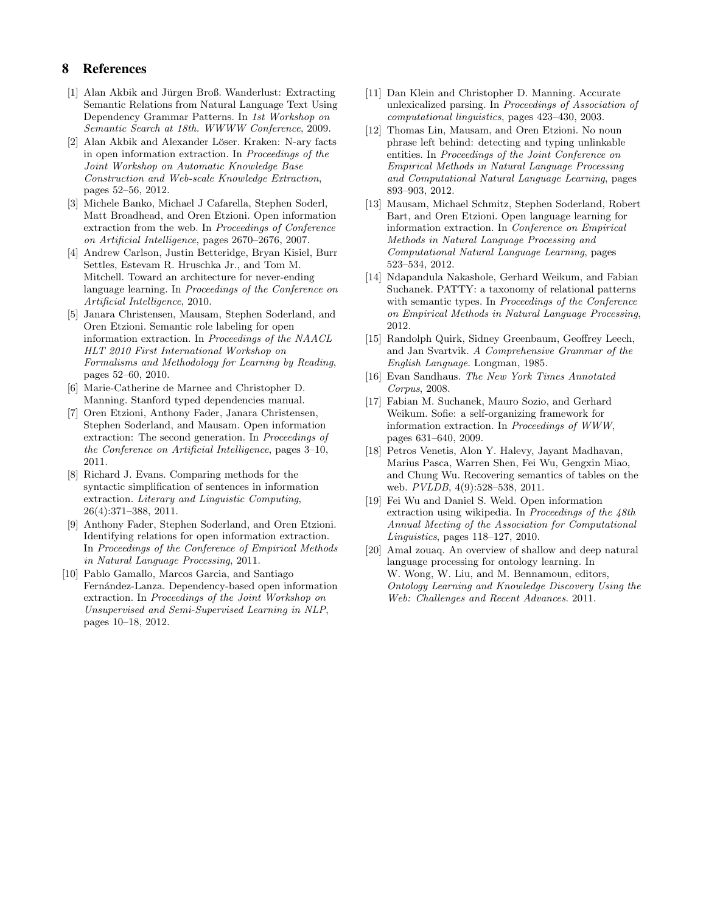## 8 References

[1] Alan Akbik and Jürgen Broß. Wanderlust: Extracting Semantic Relations from Natural Language Text Using Dependency Grammar Patterns. In *1st Workshop on Semantic Search at 18th. WWWW Conference*, 2009.

[2] Alan Akbik and Alexander Löser. Kraken: N-ary facts in open information extraction. In *Proceedings of the Joint Workshop on Automatic Knowledge Base Construction and Web-scale Knowledge Extraction*, pages 52–56, 2012.

[3] Michele Banko, Michael J Cafarella, Stephen Soderl, Matt Broadhead, and Oren Etzioni. Open information extraction from the web. In *Proceedings of Conference on Artificial Intelligence*, pages 2670–2676, 2007.

[4] Andrew Carlson, Justin Betteridge, Bryan Kisiel, Burr Settles, Estevam R. Hruschka Jr., and Tom M. Mitchell. Toward an architecture for never-ending language learning. In *Proceedings of the Conference on Artificial Intelligence*, 2010.

[5] Janara Christensen, Mausam, Stephen Soderland, and Oren Etzioni. Semantic role labeling for open information extraction. In *Proceedings of the NAACL HLT 2010 First International Workshop on Formalisms and Methodology for Learning by Reading*, pages 52–60, 2010.

[6] Marie-Catherine de Marnee and Christopher D. Manning. Stanford typed dependencies manual.

[7] Oren Etzioni, Anthony Fader, Janara Christensen, Stephen Soderland, and Mausam. Open information extraction: The second generation. In *Proceedings of the Conference on Artificial Intelligence*, pages 3–10, 2011.

[8] Richard J. Evans. Comparing methods for the syntactic simplification of sentences in information extraction. *Literary and Linguistic Computing*, 26(4):371–388, 2011.

[9] Anthony Fader, Stephen Soderland, and Oren Etzioni. Identifying relations for open information extraction. In *Proceedings of the Conference of Empirical Methods in Natural Language Processing*, 2011.

[10] Pablo Gamallo, Marcos Garcia, and Santiago Fernández-Lanza. Dependency-based open information extraction. In *Proceedings of the Joint Workshop on Unsupervised and Semi-Supervised Learning in NLP*, pages 10–18, 2012.

[11] Dan Klein and Christopher D. Manning. Accurate unlexicalized parsing. In *Proceedings of Association of computational linguistics*, pages 423–430, 2003.

[12] Thomas Lin, Mausam, and Oren Etzioni. No noun phrase left behind: detecting and typing unlinkable entities. In *Proceedings of the Joint Conference on Empirical Methods in Natural Language Processing and Computational Natural Language Learning*, pages 893–903, 2012.

[13] Mausam, Michael Schmitz, Stephen Soderland, Robert Bart, and Oren Etzioni. Open language learning for information extraction. In *Conference on Empirical Methods in Natural Language Processing and Computational Natural Language Learning*, pages 523–534, 2012.

[14] Ndapandula Nakashole, Gerhard Weikum, and Fabian Suchanek. PATTY: a taxonomy of relational patterns with semantic types. In *Proceedings of the Conference on Empirical Methods in Natural Language Processing*, 2012.

[15] Randolph Quirk, Sidney Greenbaum, Geoffrey Leech, and Jan Svartvik. *A Comprehensive Grammar of the English Language*. Longman, 1985.

[16] Evan Sandhaus. *The New York Times Annotated Corpus*, 2008.

[17] Fabian M. Suchanek, Mauro Sozio, and Gerhard Weikum. Sofie: a self-organizing framework for information extraction. In *Proceedings of WWW*, pages 631–640, 2009.

[18] Petros Venetis, Alon Y. Halevy, Jayant Madhavan, Marius Pasca, Warren Shen, Fei Wu, Gengxin Miao, and Chung Wu. Recovering semantics of tables on the web. *PVLDB*, 4(9):528–538, 2011.

[19] Fei Wu and Daniel S. Weld. Open information extraction using wikipedia. In *Proceedings of the 48th Annual Meeting of the Association for Computational Linguistics*, pages 118–127, 2010.

[20] Amal zouaq. An overview of shallow and deep natural language processing for ontology learning. In W. Wong, W. Liu, and M. Bennamoun, editors, *Ontology Learning and Knowledge Discovery Using the Web: Challenges and Recent Advances*. 2011.